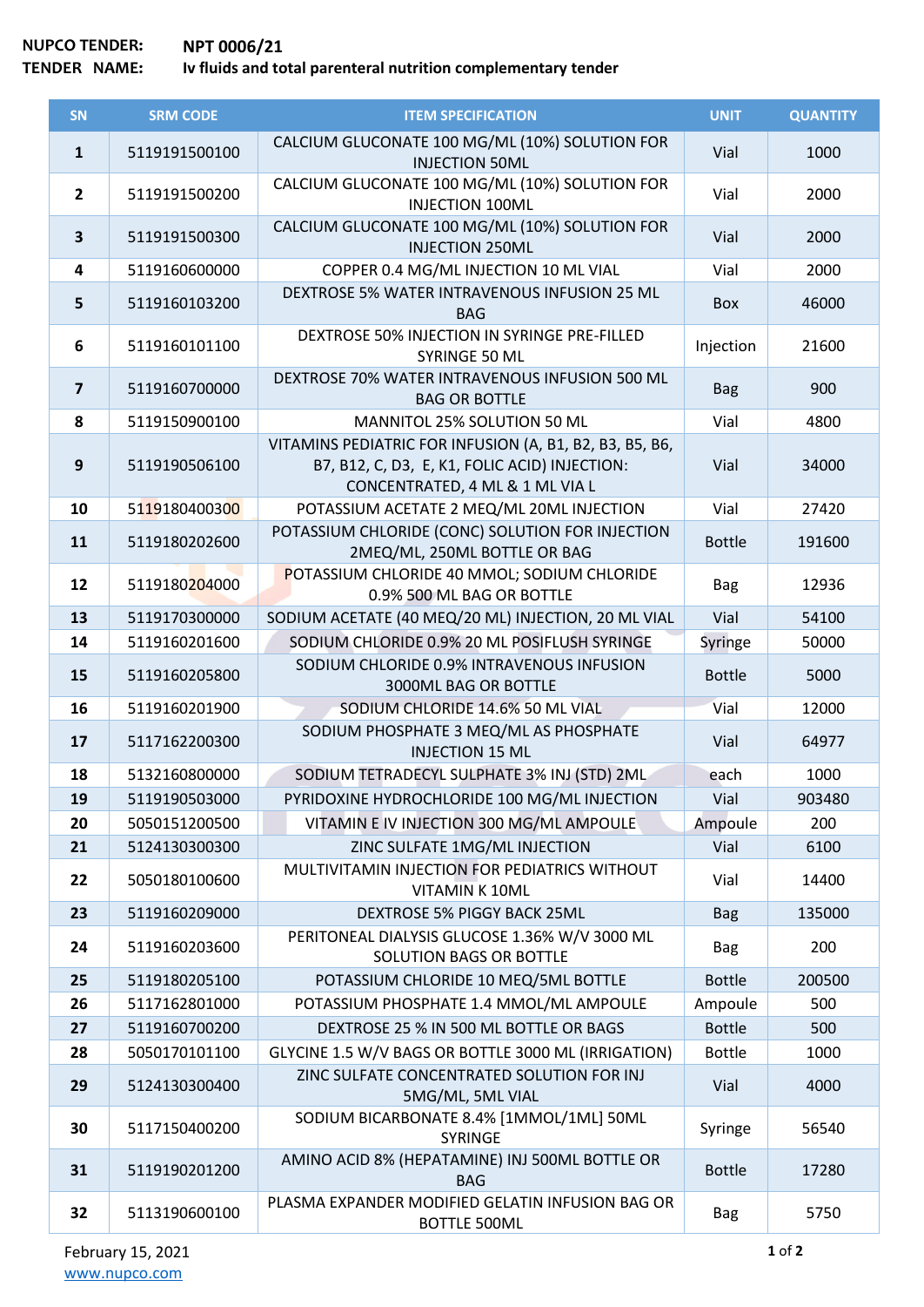**NUPCO TENDER:** **NPT 0006/21**

**TENDER NAME:** **Iv fluids and total parenteral nutrition complementary tender**

| SN | SRM CODE | ITEM SPECIFICATION | UNIT | QUANTITY |
|---|---|---|---|---|
| **1** | 5119191500100 | CALCIUM GLUCONATE 100 MG/ML (10%) SOLUTION FOR INJECTION 50ML | Vial | 1000 |
| **2** | 5119191500200 | CALCIUM GLUCONATE 100 MG/ML (10%) SOLUTION FOR INJECTION 100ML | Vial | 2000 |
| **3** | 5119191500300 | CALCIUM GLUCONATE 100 MG/ML (10%) SOLUTION FOR INJECTION 250ML | Vial | 2000 |
| **4** | 5119160600000 | COPPER 0.4 MG/ML INJECTION 10 ML VIAL | Vial | 2000 |
| **5** | 5119160103200 | DEXTROSE 5% WATER INTRAVENOUS INFUSION 25 ML BAG | Box | 46000 |
| **6** | 5119160101100 | DEXTROSE 50% INJECTION IN SYRINGE PRE-FILLED SYRINGE 50 ML | Injection | 21600 |
| **7** | 5119160700000 | DEXTROSE 70% WATER INTRAVENOUS INFUSION 500 ML BAG OR BOTTLE | Bag | 900 |
| **8** | 5119150900100 | MANNITOL 25% SOLUTION 50 ML | Vial | 4800 |
| **9** | 5119190506100 | VITAMINS PEDIATRIC FOR INFUSION (A, B1, B2, B3, B5, B6, B7, B12, C, D3, E, K1, FOLIC ACID) INJECTION: CONCENTRATED, 4 ML & 1 ML VIA L | Vial | 34000 |
| **10** | 5119180400300 | POTASSIUM ACETATE 2 MEQ/ML 20ML INJECTION | Vial | 27420 |
| **11** | 5119180202600 | POTASSIUM CHLORIDE (CONC) SOLUTION FOR INJECTION 2MEQ/ML, 250ML BOTTLE OR BAG | Bottle | 191600 |
| **12** | 5119180204000 | POTASSIUM CHLORIDE 40 MMOL; SODIUM CHLORIDE 0.9% 500 ML BAG OR BOTTLE | Bag | 12936 |
| **13** | 5119170300000 | SODIUM ACETATE (40 MEQ/20 ML) INJECTION, 20 ML VIAL | Vial | 54100 |
| **14** | 5119160201600 | SODIUM CHLORIDE 0.9% 20 ML POSIFLUSH SYRINGE | Syringe | 50000 |
| **15** | 5119160205800 | SODIUM CHLORIDE 0.9% INTRAVENOUS INFUSION 3000ML BAG OR BOTTLE | Bottle | 5000 |
| **16** | 5119160201900 | SODIUM CHLORIDE 14.6% 50 ML VIAL | Vial | 12000 |
| **17** | 5117162200300 | SODIUM PHOSPHATE 3 MEQ/ML AS PHOSPHATE INJECTION 15 ML | Vial | 64977 |
| **18** | 5132160800000 | SODIUM TETRADECYL SULPHATE 3% INJ (STD) 2ML | each | 1000 |
| **19** | 5119190503000 | PYRIDOXINE HYDROCHLORIDE 100 MG/ML INJECTION | Vial | 903480 |
| **20** | 5050151200500 | VITAMIN E IV INJECTION 300 MG/ML AMPOULE | Ampoule | 200 |
| **21** | 5124130300300 | ZINC SULFATE 1MG/ML INJECTION | Vial | 6100 |
| **22** | 5050180100600 | MULTIVITAMIN INJECTION FOR PEDIATRICS WITHOUT VITAMIN K 10ML | Vial | 14400 |
| **23** | 5119160209000 | DEXTROSE 5% PIGGY BACK 25ML | Bag | 135000 |
| **24** | 5119160203600 | PERITONEAL DIALYSIS GLUCOSE 1.36% W/V 3000 ML SOLUTION BAGS OR BOTTLE | Bag | 200 |
| **25** | 5119180205100 | POTASSIUM CHLORIDE 10 MEQ/5ML BOTTLE | Bottle | 200500 |
| **26** | 5117162801000 | POTASSIUM PHOSPHATE 1.4 MMOL/ML AMPOULE | Ampoule | 500 |
| **27** | 5119160700200 | DEXTROSE 25 % IN 500 ML BOTTLE OR BAGS | Bottle | 500 |
| **28** | 5050170101100 | GLYCINE 1.5 W/V BAGS OR BOTTLE 3000 ML (IRRIGATION) | Bottle | 1000 |
| **29** | 5124130300400 | ZINC SULFATE CONCENTRATED SOLUTION FOR INJ 5MG/ML, 5ML VIAL | Vial | 4000 |
| **30** | 5117150400200 | SODIUM BICARBONATE 8.4% [1MMOL/1ML] 50ML SYRINGE | Syringe | 56540 |
| **31** | 5119190201200 | AMINO ACID 8% (HEPATAMINE) INJ 500ML BOTTLE OR BAG | Bottle | 17280 |
| **32** | 5113190600100 | PLASMA EXPANDER MODIFIED GELATIN INFUSION BAG OR BOTTLE 500ML | Bag | 5750 |

February 15, 2021

www.nupco.com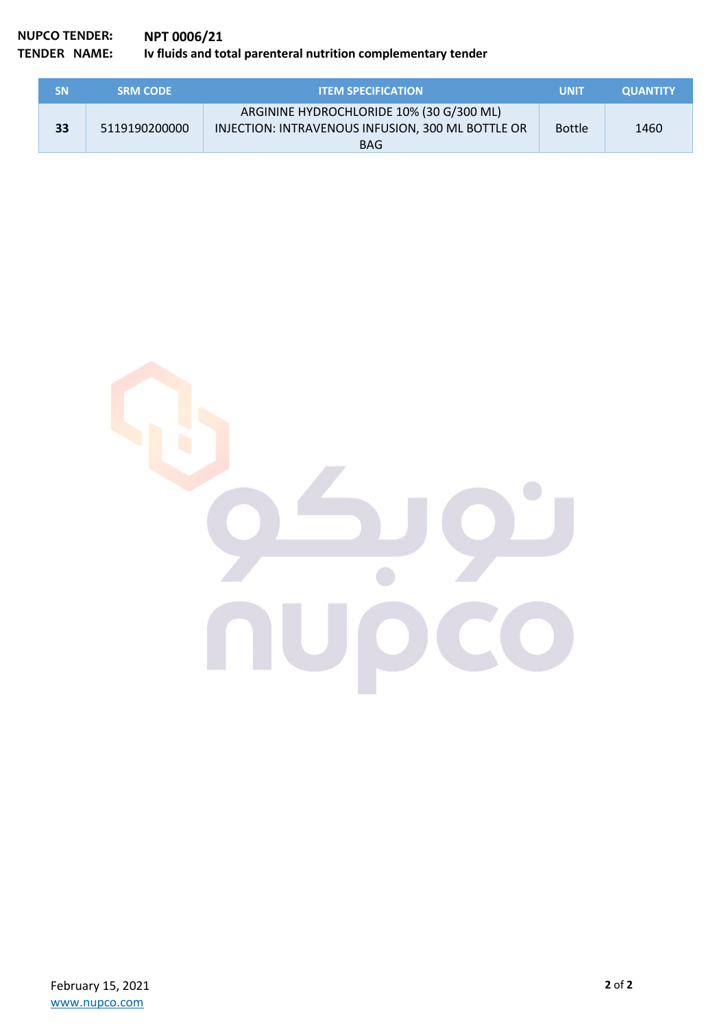**NUPCO TENDER:** **NPT 0006/21**
**TENDER NAME:** **Iv fluids and total parenteral nutrition complementary tender**

| SN | SRM CODE | ITEM SPECIFICATION | UNIT | QUANTITY |
|---|---|---|---|---|
| **33** | 5119190200000 | ARGININE HYDROCHLORIDE 10% (30 G/300 ML) INJECTION: INTRAVENOUS INFUSION, 300 ML BOTTLE OR BAG | Bottle | 1460 |

February 15, 2021
www.nupco.com